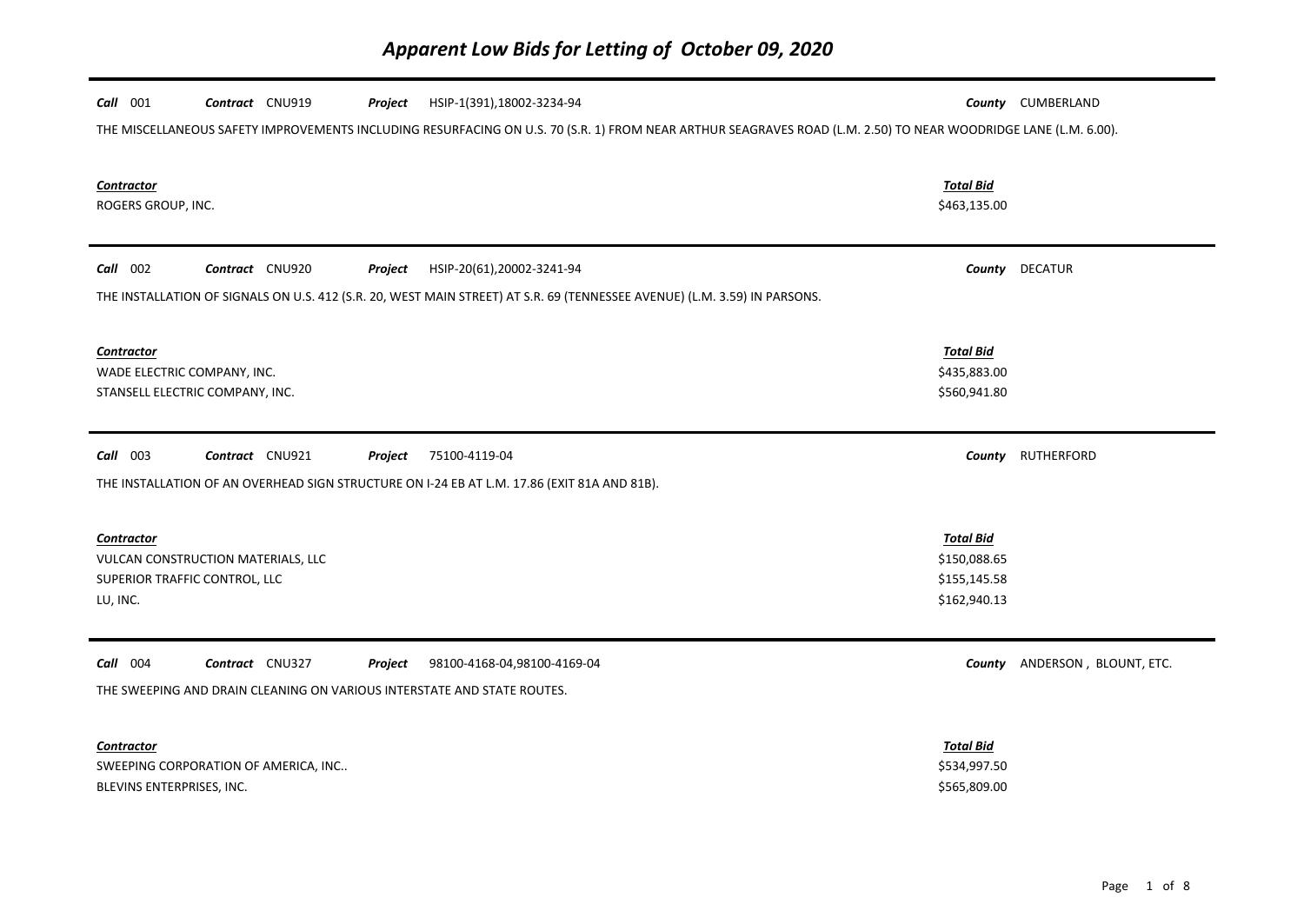# Apparent Low Bids for Letting of October 09, 2020

**Call** 001 **Contract** CNU919 **Project** HSIP-1(391),18002-3234-94 **County** CUMBERLAND

THE MISCELLANEOUS SAFETY IMPROVEMENTS INCLUDING RESURFACING ON U.S. 70 (S.R. 1) FROM NEAR ARTHUR SEAGRAVES ROAD (L.M. 2.50) TO NEAR WOODRIDGE LANE (L.M. 6.00).

| Contractor | Total Bid |
|---|---|
| ROGERS GROUP, INC. | $463,135.00 |

---

**Call** 002 **Contract** CNU920 **Project** HSIP-20(61),20002-3241-94 **County** DECATUR

THE INSTALLATION OF SIGNALS ON U.S. 412 (S.R. 20, WEST MAIN STREET) AT S.R. 69 (TENNESSEE AVENUE) (L.M. 3.59) IN PARSONS.

| Contractor | Total Bid |
|---|---|
| WADE ELECTRIC COMPANY, INC. | $435,883.00 |
| STANSELL ELECTRIC COMPANY, INC. | $560,941.80 |

---

**Call** 003 **Contract** CNU921 **Project** 75100-4119-04 **County** RUTHERFORD

THE INSTALLATION OF AN OVERHEAD SIGN STRUCTURE ON I-24 EB AT L.M. 17.86 (EXIT 81A AND 81B).

| Contractor | Total Bid |
|---|---|
| VULCAN CONSTRUCTION MATERIALS, LLC | $150,088.65 |
| SUPERIOR TRAFFIC CONTROL, LLC | $155,145.58 |
| LU, INC. | $162,940.13 |

---

**Call** 004 **Contract** CNU327 **Project** 98100-4168-04,98100-4169-04 **County** ANDERSON , BLOUNT, ETC.

THE SWEEPING AND DRAIN CLEANING ON VARIOUS INTERSTATE AND STATE ROUTES.

| Contractor | Total Bid |
|---|---|
| SWEEPING CORPORATION OF AMERICA, INC.. | $534,997.50 |
| BLEVINS ENTERPRISES, INC. | $565,809.00 |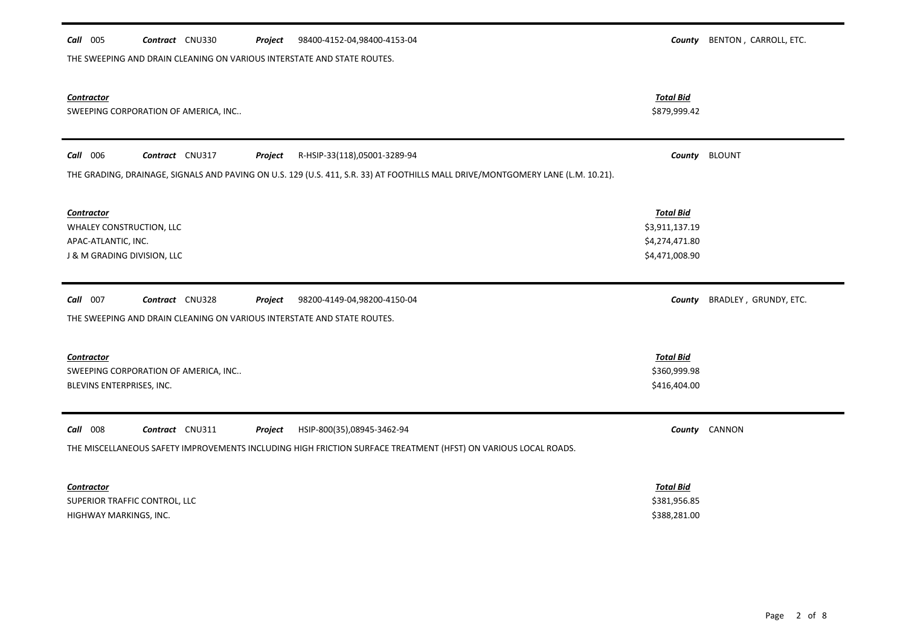**Call** 005 **Contract** CNU330 **Project** 98400-4152-04,98400-4153-04 **County** BENTON , CARROLL, ETC.

THE SWEEPING AND DRAIN CLEANING ON VARIOUS INTERSTATE AND STATE ROUTES.

| ***Contractor*** | ***Total Bid*** |
|---|---|
| SWEEPING CORPORATION OF AMERICA, INC.. | \$879,999.42 |

---

**Call** 006 **Contract** CNU317 **Project** R-HSIP-33(118),05001-3289-94 **County** BLOUNT

THE GRADING, DRAINAGE, SIGNALS AND PAVING ON U.S. 129 (U.S. 411, S.R. 33) AT FOOTHILLS MALL DRIVE/MONTGOMERY LANE (L.M. 10.21).

| ***Contractor*** | ***Total Bid*** |
|---|---|
| WHALEY CONSTRUCTION, LLC | \$3,911,137.19 |
| APAC-ATLANTIC, INC. | \$4,274,471.80 |
| J & M GRADING DIVISION, LLC | \$4,471,008.90 |

---

**Call** 007 **Contract** CNU328 **Project** 98200-4149-04,98200-4150-04 **County** BRADLEY , GRUNDY, ETC.

THE SWEEPING AND DRAIN CLEANING ON VARIOUS INTERSTATE AND STATE ROUTES.

| ***Contractor*** | ***Total Bid*** |
|---|---|
| SWEEPING CORPORATION OF AMERICA, INC.. | \$360,999.98 |
| BLEVINS ENTERPRISES, INC. | \$416,404.00 |

---

**Call** 008 **Contract** CNU311 **Project** HSIP-800(35),08945-3462-94 **County** CANNON

THE MISCELLANEOUS SAFETY IMPROVEMENTS INCLUDING HIGH FRICTION SURFACE TREATMENT (HFST) ON VARIOUS LOCAL ROADS.

| ***Contractor*** | ***Total Bid*** |
|---|---|
| SUPERIOR TRAFFIC CONTROL, LLC | \$381,956.85 |
| HIGHWAY MARKINGS, INC. | \$388,281.00 |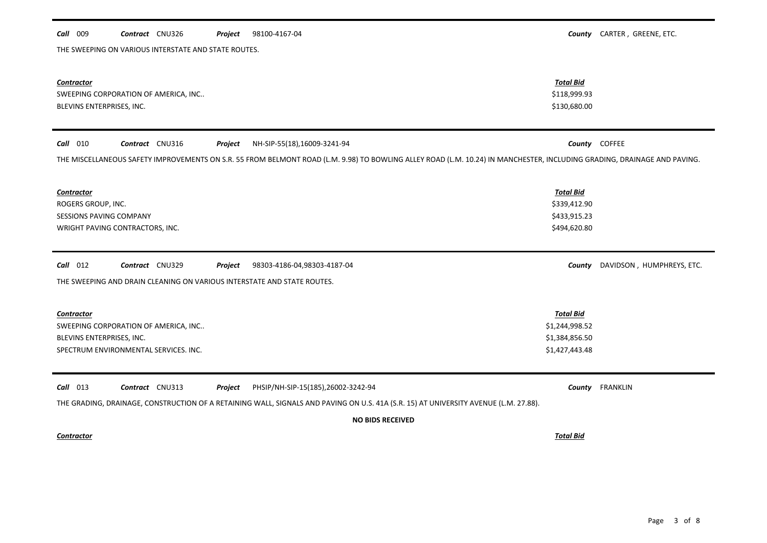**Call** 009 **Contract** CNU326 **Project** 98100-4167-04 **County** CARTER , GREENE, ETC.

THE SWEEPING ON VARIOUS INTERSTATE AND STATE ROUTES.

| Contractor | Total Bid |
|---|---|
| SWEEPING CORPORATION OF AMERICA, INC.. | $118,999.93 |
| BLEVINS ENTERPRISES, INC. | $130,680.00 |

---

**Call** 010 **Contract** CNU316 **Project** NH-SIP-55(18),16009-3241-94 **County** COFFEE

THE MISCELLANEOUS SAFETY IMPROVEMENTS ON S.R. 55 FROM BELMONT ROAD (L.M. 9.98) TO BOWLING ALLEY ROAD (L.M. 10.24) IN MANCHESTER, INCLUDING GRADING, DRAINAGE AND PAVING.

| Contractor | Total Bid |
|---|---|
| ROGERS GROUP, INC. | $339,412.90 |
| SESSIONS PAVING COMPANY | $433,915.23 |
| WRIGHT PAVING CONTRACTORS, INC. | $494,620.80 |

---

**Call** 012 **Contract** CNU329 **Project** 98303-4186-04,98303-4187-04 **County** DAVIDSON , HUMPHREYS, ETC.

THE SWEEPING AND DRAIN CLEANING ON VARIOUS INTERSTATE AND STATE ROUTES.

| Contractor | Total Bid |
|---|---|
| SWEEPING CORPORATION OF AMERICA, INC.. | $1,244,998.52 |
| BLEVINS ENTERPRISES, INC. | $1,384,856.50 |
| SPECTRUM ENVIRONMENTAL SERVICES. INC. | $1,427,443.48 |

---

**Call** 013 **Contract** CNU313 **Project** PHSIP/NH-SIP-15(185),26002-3242-94 **County** FRANKLIN

THE GRADING, DRAINAGE, CONSTRUCTION OF A RETAINING WALL, SIGNALS AND PAVING ON U.S. 41A (S.R. 15) AT UNIVERSITY AVENUE (L.M. 27.88).

**NO BIDS RECEIVED**

| Contractor | Total Bid |
|---|---|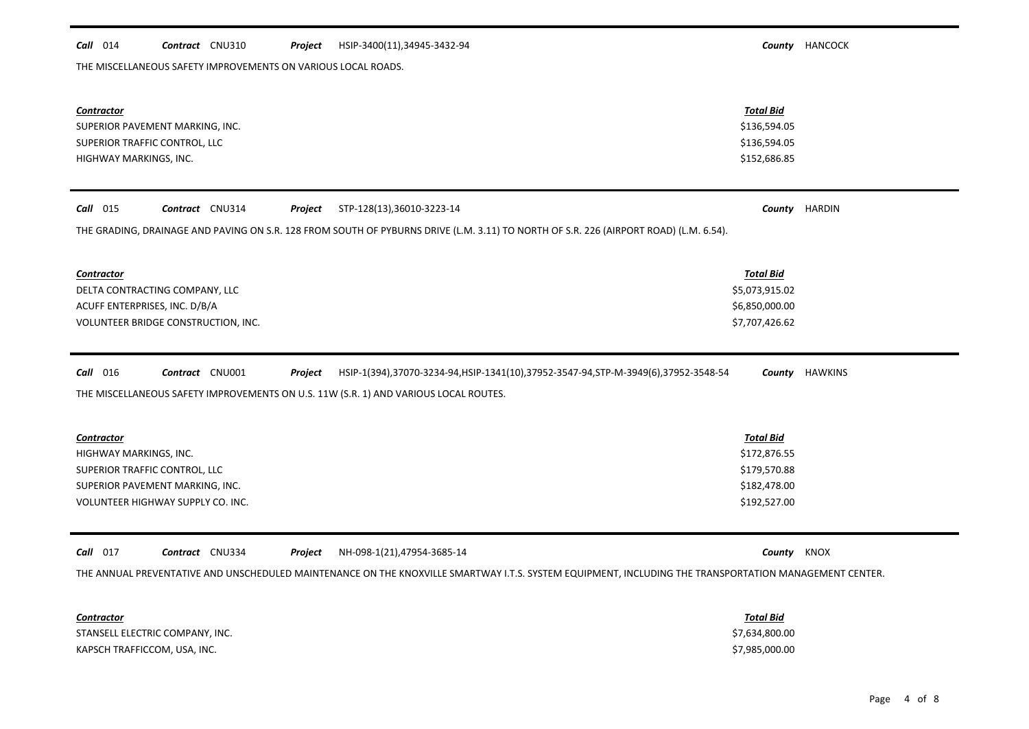**Call** 014 **Contract** CNU310 **Project** HSIP-3400(11),34945-3432-94 **County** HANCOCK

THE MISCELLANEOUS SAFETY IMPROVEMENTS ON VARIOUS LOCAL ROADS.

| Contractor | Total Bid |
|---|---|
| SUPERIOR PAVEMENT MARKING, INC. | $136,594.05 |
| SUPERIOR TRAFFIC CONTROL, LLC | $136,594.05 |
| HIGHWAY MARKINGS, INC. | $152,686.85 |

**Call** 015 **Contract** CNU314 **Project** STP-128(13),36010-3223-14 **County** HARDIN

THE GRADING, DRAINAGE AND PAVING ON S.R. 128 FROM SOUTH OF PYBURNS DRIVE (L.M. 3.11) TO NORTH OF S.R. 226 (AIRPORT ROAD) (L.M. 6.54).

| Contractor | Total Bid |
|---|---|
| DELTA CONTRACTING COMPANY, LLC | $5,073,915.02 |
| ACUFF ENTERPRISES, INC. D/B/A | $6,850,000.00 |
| VOLUNTEER BRIDGE CONSTRUCTION, INC. | $7,707,426.62 |

**Call** 016 **Contract** CNU001 **Project** HSIP-1(394),37070-3234-94,HSIP-1341(10),37952-3547-94,STP-M-3949(6),37952-3548-54 **County** HAWKINS

THE MISCELLANEOUS SAFETY IMPROVEMENTS ON U.S. 11W (S.R. 1) AND VARIOUS LOCAL ROUTES.

| Contractor | Total Bid |
|---|---|
| HIGHWAY MARKINGS, INC. | $172,876.55 |
| SUPERIOR TRAFFIC CONTROL, LLC | $179,570.88 |
| SUPERIOR PAVEMENT MARKING, INC. | $182,478.00 |
| VOLUNTEER HIGHWAY SUPPLY CO. INC. | $192,527.00 |

**Call** 017 **Contract** CNU334 **Project** NH-098-1(21),47954-3685-14 **County** KNOX

THE ANNUAL PREVENTATIVE AND UNSCHEDULED MAINTENANCE ON THE KNOXVILLE SMARTWAY I.T.S. SYSTEM EQUIPMENT, INCLUDING THE TRANSPORTATION MANAGEMENT CENTER.

| Contractor | Total Bid |
|---|---|
| STANSELL ELECTRIC COMPANY, INC. | $7,634,800.00 |
| KAPSCH TRAFFICCOM, USA, INC. | $7,985,000.00 |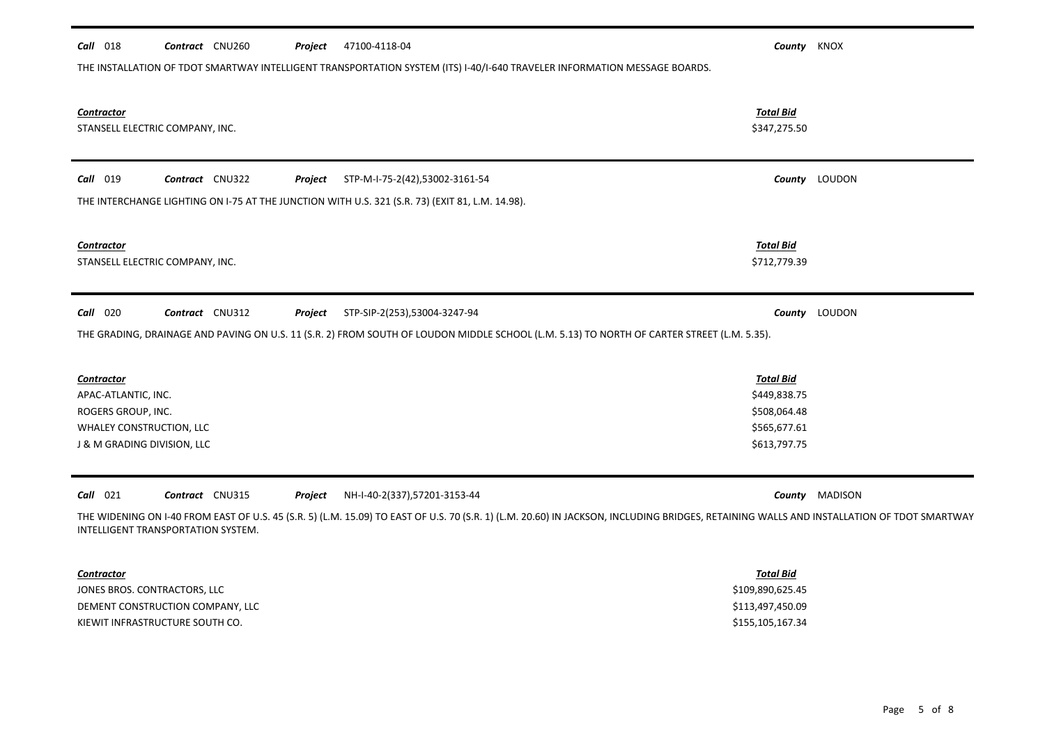**Call** 018 **Contract** CNU260 **Project** 47100-4118-04 **County** KNOX

THE INSTALLATION OF TDOT SMARTWAY INTELLIGENT TRANSPORTATION SYSTEM (ITS) I-40/I-640 TRAVELER INFORMATION MESSAGE BOARDS.

| Contractor | Total Bid |
|---|---|
| STANSELL ELECTRIC COMPANY, INC. | $347,275.50 |

**Call** 019 **Contract** CNU322 **Project** STP-M-I-75-2(42),53002-3161-54 **County** LOUDON

THE INTERCHANGE LIGHTING ON I-75 AT THE JUNCTION WITH U.S. 321 (S.R. 73) (EXIT 81, L.M. 14.98).

| Contractor | Total Bid |
|---|---|
| STANSELL ELECTRIC COMPANY, INC. | $712,779.39 |

**Call** 020 **Contract** CNU312 **Project** STP-SIP-2(253),53004-3247-94 **County** LOUDON

THE GRADING, DRAINAGE AND PAVING ON U.S. 11 (S.R. 2) FROM SOUTH OF LOUDON MIDDLE SCHOOL (L.M. 5.13) TO NORTH OF CARTER STREET (L.M. 5.35).

| Contractor | Total Bid |
|---|---|
| APAC-ATLANTIC, INC. | $449,838.75 |
| ROGERS GROUP, INC. | $508,064.48 |
| WHALEY CONSTRUCTION, LLC | $565,677.61 |
| J & M GRADING DIVISION, LLC | $613,797.75 |

**Call** 021 **Contract** CNU315 **Project** NH-I-40-2(337),57201-3153-44 **County** MADISON

THE WIDENING ON I-40 FROM EAST OF U.S. 45 (S.R. 5) (L.M. 15.09) TO EAST OF U.S. 70 (S.R. 1) (L.M. 20.60) IN JACKSON, INCLUDING BRIDGES, RETAINING WALLS AND INSTALLATION OF TDOT SMARTWAY INTELLIGENT TRANSPORTATION SYSTEM.

| Contractor | Total Bid |
|---|---|
| JONES BROS. CONTRACTORS, LLC | $109,890,625.45 |
| DEMENT CONSTRUCTION COMPANY, LLC | $113,497,450.09 |
| KIEWIT INFRASTRUCTURE SOUTH CO. | $155,105,167.34 |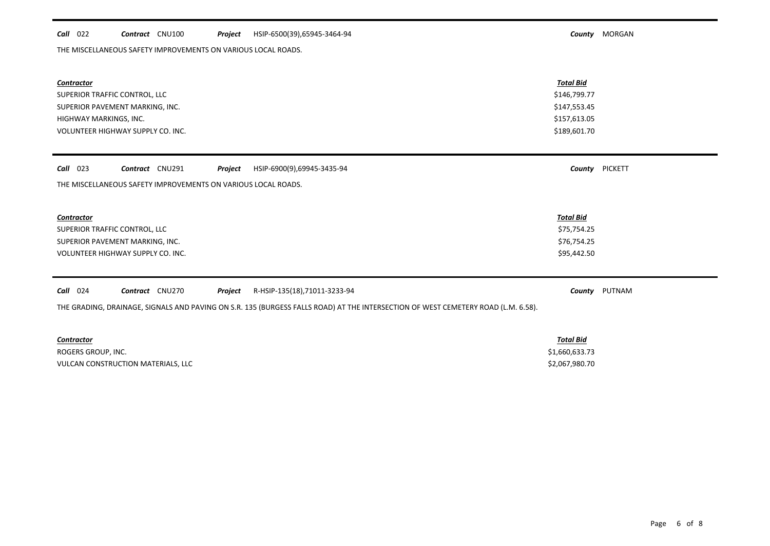**Call** 022 **Contract** CNU100 **Project** HSIP-6500(39),65945-3464-94 **County** MORGAN

THE MISCELLANEOUS SAFETY IMPROVEMENTS ON VARIOUS LOCAL ROADS.

| Contractor | Total Bid |
|---|---|
| SUPERIOR TRAFFIC CONTROL, LLC | $146,799.77 |
| SUPERIOR PAVEMENT MARKING, INC. | $147,553.45 |
| HIGHWAY MARKINGS, INC. | $157,613.05 |
| VOLUNTEER HIGHWAY SUPPLY CO. INC. | $189,601.70 |

**Call** 023 **Contract** CNU291 **Project** HSIP-6900(9),69945-3435-94 **County** PICKETT

THE MISCELLANEOUS SAFETY IMPROVEMENTS ON VARIOUS LOCAL ROADS.

| Contractor | Total Bid |
|---|---|
| SUPERIOR TRAFFIC CONTROL, LLC | $75,754.25 |
| SUPERIOR PAVEMENT MARKING, INC. | $76,754.25 |
| VOLUNTEER HIGHWAY SUPPLY CO. INC. | $95,442.50 |

**Call** 024 **Contract** CNU270 **Project** R-HSIP-135(18),71011-3233-94 **County** PUTNAM

THE GRADING, DRAINAGE, SIGNALS AND PAVING ON S.R. 135 (BURGESS FALLS ROAD) AT THE INTERSECTION OF WEST CEMETERY ROAD (L.M. 6.58).

| Contractor | Total Bid |
|---|---|
| ROGERS GROUP, INC. | $1,660,633.73 |
| VULCAN CONSTRUCTION MATERIALS, LLC | $2,067,980.70 |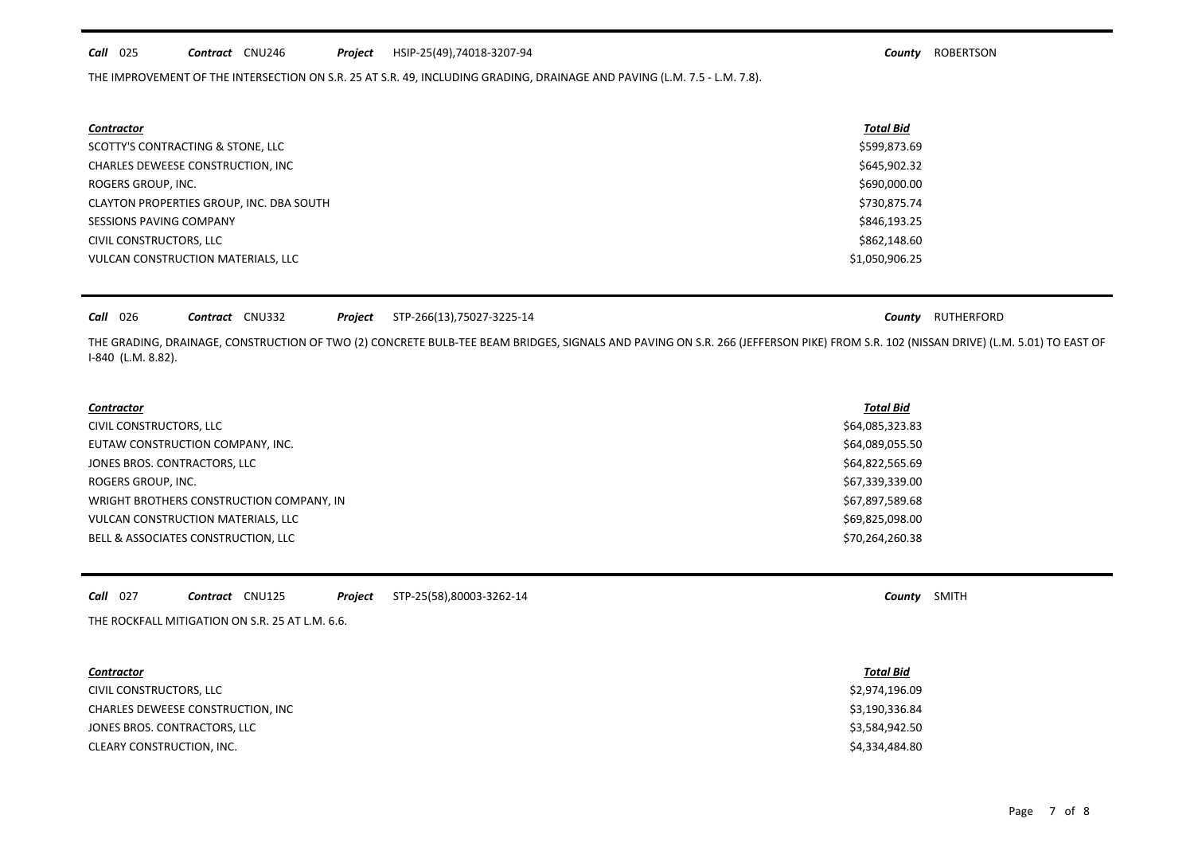**Call** 025 **Contract** CNU246 **Project** HSIP-25(49),74018-3207-94 **County** ROBERTSON

THE IMPROVEMENT OF THE INTERSECTION ON S.R. 25 AT S.R. 49, INCLUDING GRADING, DRAINAGE AND PAVING (L.M. 7.5 - L.M. 7.8).

| Contractor | Total Bid |
|---|---|
| SCOTTY'S CONTRACTING & STONE, LLC | $599,873.69 |
| CHARLES DEWEESE CONSTRUCTION, INC | $645,902.32 |
| ROGERS GROUP, INC. | $690,000.00 |
| CLAYTON PROPERTIES GROUP, INC. DBA SOUTH | $730,875.74 |
| SESSIONS PAVING COMPANY | $846,193.25 |
| CIVIL CONSTRUCTORS, LLC | $862,148.60 |
| VULCAN CONSTRUCTION MATERIALS, LLC | $1,050,906.25 |

**Call** 026 **Contract** CNU332 **Project** STP-266(13),75027-3225-14 **County** RUTHERFORD

THE GRADING, DRAINAGE, CONSTRUCTION OF TWO (2) CONCRETE BULB-TEE BEAM BRIDGES, SIGNALS AND PAVING ON S.R. 266 (JEFFERSON PIKE) FROM S.R. 102 (NISSAN DRIVE) (L.M. 5.01) TO EAST OF I-840 (L.M. 8.82).

| Contractor | Total Bid |
|---|---|
| CIVIL CONSTRUCTORS, LLC | $64,085,323.83 |
| EUTAW CONSTRUCTION COMPANY, INC. | $64,089,055.50 |
| JONES BROS. CONTRACTORS, LLC | $64,822,565.69 |
| ROGERS GROUP, INC. | $67,339,339.00 |
| WRIGHT BROTHERS CONSTRUCTION COMPANY, IN | $67,897,589.68 |
| VULCAN CONSTRUCTION MATERIALS, LLC | $69,825,098.00 |
| BELL & ASSOCIATES CONSTRUCTION, LLC | $70,264,260.38 |

**Call** 027 **Contract** CNU125 **Project** STP-25(58),80003-3262-14 **County** SMITH

THE ROCKFALL MITIGATION ON S.R. 25 AT L.M. 6.6.

| Contractor | Total Bid |
|---|---|
| CIVIL CONSTRUCTORS, LLC | $2,974,196.09 |
| CHARLES DEWEESE CONSTRUCTION, INC | $3,190,336.84 |
| JONES BROS. CONTRACTORS, LLC | $3,584,942.50 |
| CLEARY CONSTRUCTION, INC. | $4,334,484.80 |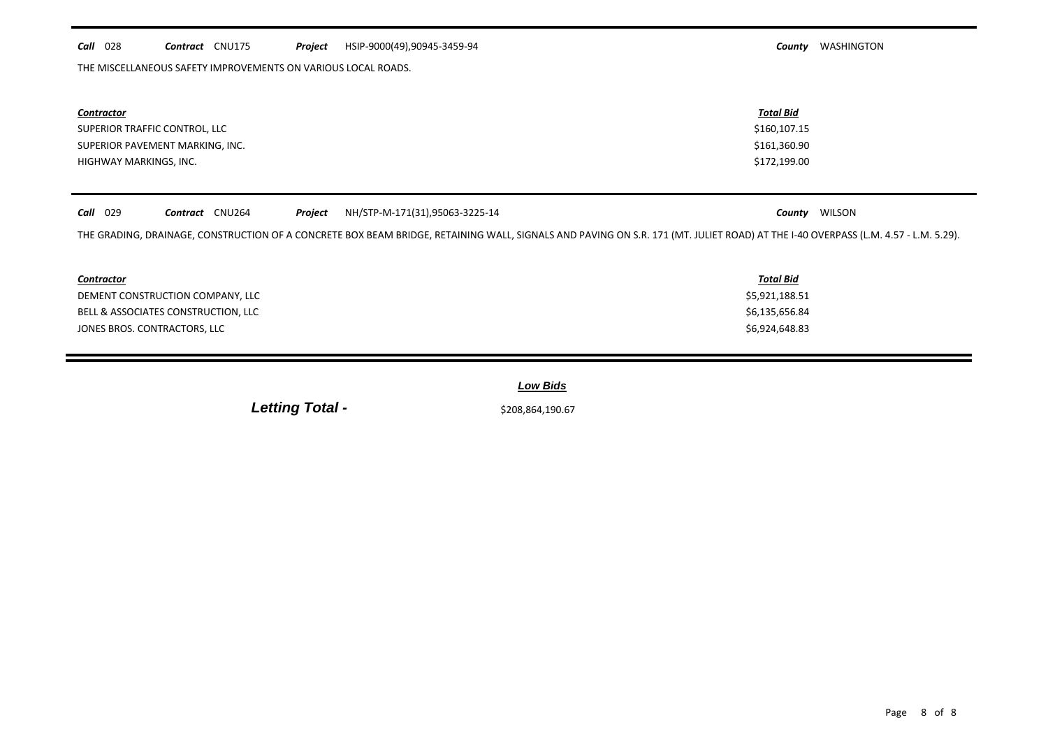**Call** 028 **Contract** CNU175 **Project** HSIP-9000(49),90945-3459-94 **County** WASHINGTON

THE MISCELLANEOUS SAFETY IMPROVEMENTS ON VARIOUS LOCAL ROADS.

| ***Contractor*** | ***Total Bid*** |
|---|---|
| SUPERIOR TRAFFIC CONTROL, LLC | \$160,107.15 |
| SUPERIOR PAVEMENT MARKING, INC. | \$161,360.90 |
| HIGHWAY MARKINGS, INC. | \$172,199.00 |

---

**Call** 029 **Contract** CNU264 **Project** NH/STP-M-171(31),95063-3225-14 **County** WILSON

THE GRADING, DRAINAGE, CONSTRUCTION OF A CONCRETE BOX BEAM BRIDGE, RETAINING WALL, SIGNALS AND PAVING ON S.R. 171 (MT. JULIET ROAD) AT THE I-40 OVERPASS (L.M. 4.57 - L.M. 5.29).

| ***Contractor*** | ***Total Bid*** |
|---|---|
| DEMENT CONSTRUCTION COMPANY, LLC | \$5,921,188.51 |
| BELL & ASSOCIATES CONSTRUCTION, LLC | \$6,135,656.84 |
| JONES BROS. CONTRACTORS, LLC | \$6,924,648.83 |

---

***Low Bids***

***Letting Total -*** \$208,864,190.67